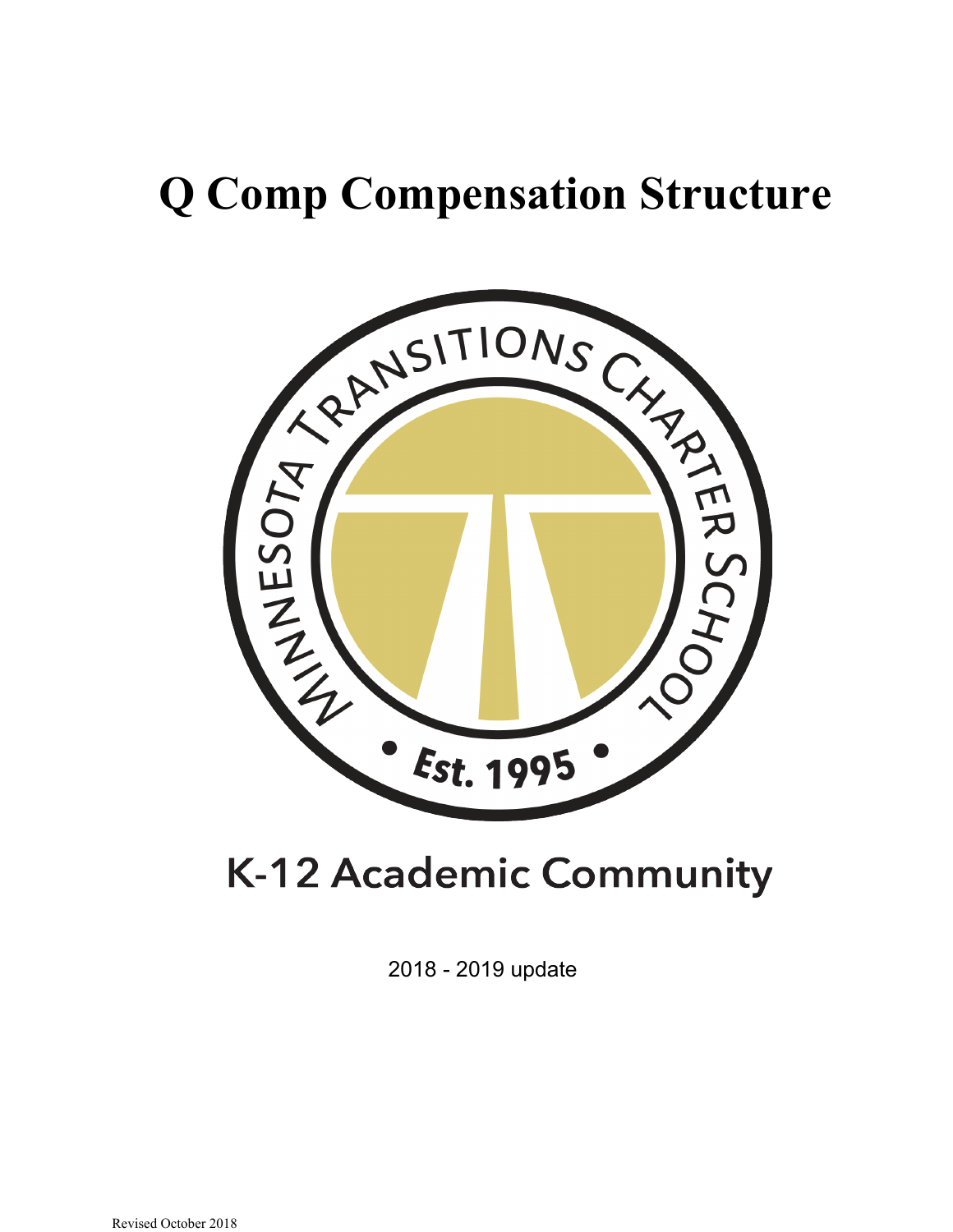# Q Comp Compensation Structure

K-12 Academic Community

2018 - 2019 update

Revised October 2018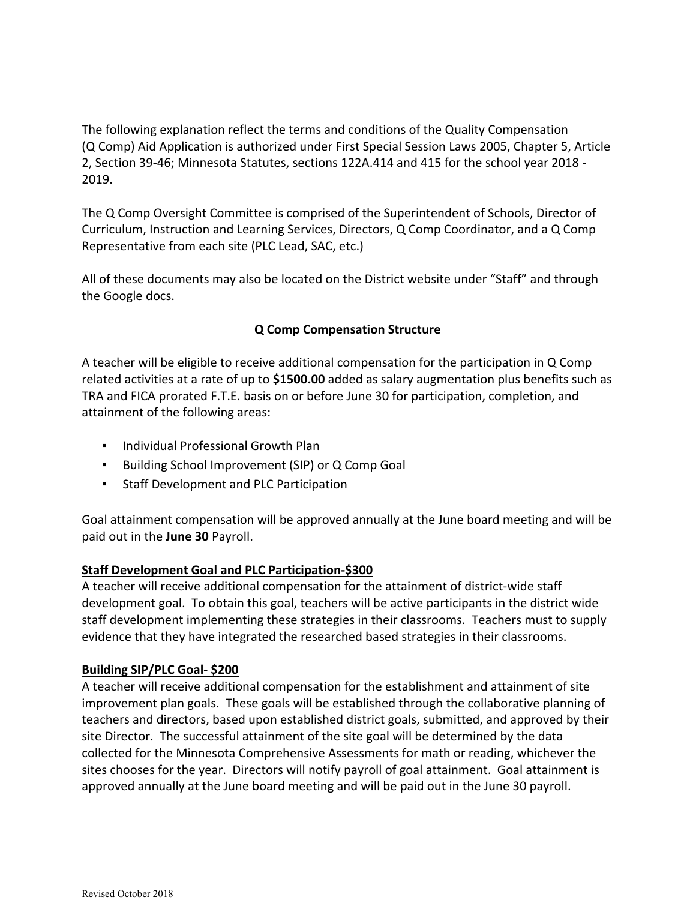The following explanation reflect the terms and conditions of the Quality Compensation (Q Comp) Aid Application is authorized under First Special Session Laws 2005, Chapter 5, Article 2, Section 39-46; Minnesota Statutes, sections 122A.414 and 415 for the school year 2018 - 2019.

The Q Comp Oversight Committee is comprised of the Superintendent of Schools, Director of Curriculum, Instruction and Learning Services, Directors, Q Comp Coordinator, and a Q Comp Representative from each site (PLC Lead, SAC, etc.)

All of these documents may also be located on the District website under "Staff" and through the Google docs.

## Q Comp Compensation Structure

A teacher will be eligible to receive additional compensation for the participation in Q Comp related activities at a rate of up to **$1500.00** added as salary augmentation plus benefits such as TRA and FICA prorated F.T.E. basis on or before June 30 for participation, completion, and attainment of the following areas:

- Individual Professional Growth Plan
- Building School Improvement (SIP) or Q Comp Goal
- Staff Development and PLC Participation

Goal attainment compensation will be approved annually at the June board meeting and will be paid out in the **June 30** Payroll.

**Staff Development Goal and PLC Participation-$300**

A teacher will receive additional compensation for the attainment of district-wide staff development goal. To obtain this goal, teachers will be active participants in the district wide staff development implementing these strategies in their classrooms. Teachers must to supply evidence that they have integrated the researched based strategies in their classrooms.

**Building SIP/PLC Goal- $200**

A teacher will receive additional compensation for the establishment and attainment of site improvement plan goals. These goals will be established through the collaborative planning of teachers and directors, based upon established district goals, submitted, and approved by their site Director. The successful attainment of the site goal will be determined by the data collected for the Minnesota Comprehensive Assessments for math or reading, whichever the sites chooses for the year. Directors will notify payroll of goal attainment. Goal attainment is approved annually at the June board meeting and will be paid out in the June 30 payroll.

Revised October 2018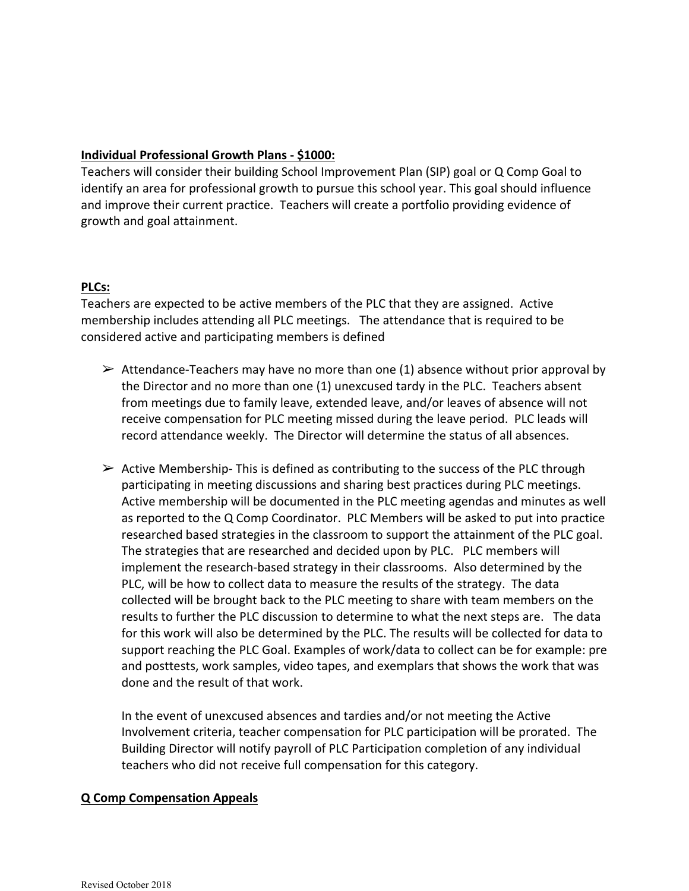**Individual Professional Growth Plans - $1000:**

Teachers will consider their building School Improvement Plan (SIP) goal or Q Comp Goal to identify an area for professional growth to pursue this school year. This goal should influence and improve their current practice. Teachers will create a portfolio providing evidence of growth and goal attainment.

**PLCs:**

Teachers are expected to be active members of the PLC that they are assigned. Active membership includes attending all PLC meetings. The attendance that is required to be considered active and participating members is defined

- Attendance-Teachers may have no more than one (1) absence without prior approval by the Director and no more than one (1) unexcused tardy in the PLC. Teachers absent from meetings due to family leave, extended leave, and/or leaves of absence will not receive compensation for PLC meeting missed during the leave period. PLC leads will record attendance weekly. The Director will determine the status of all absences.

- Active Membership- This is defined as contributing to the success of the PLC through participating in meeting discussions and sharing best practices during PLC meetings. Active membership will be documented in the PLC meeting agendas and minutes as well as reported to the Q Comp Coordinator. PLC Members will be asked to put into practice researched based strategies in the classroom to support the attainment of the PLC goal. The strategies that are researched and decided upon by PLC. PLC members will implement the research-based strategy in their classrooms. Also determined by the PLC, will be how to collect data to measure the results of the strategy. The data collected will be brought back to the PLC meeting to share with team members on the results to further the PLC discussion to determine to what the next steps are. The data for this work will also be determined by the PLC. The results will be collected for data to support reaching the PLC Goal. Examples of work/data to collect can be for example: pre and posttests, work samples, video tapes, and exemplars that shows the work that was done and the result of that work.

  In the event of unexcused absences and tardies and/or not meeting the Active Involvement criteria, teacher compensation for PLC participation will be prorated. The Building Director will notify payroll of PLC Participation completion of any individual teachers who did not receive full compensation for this category.

**Q Comp Compensation Appeals**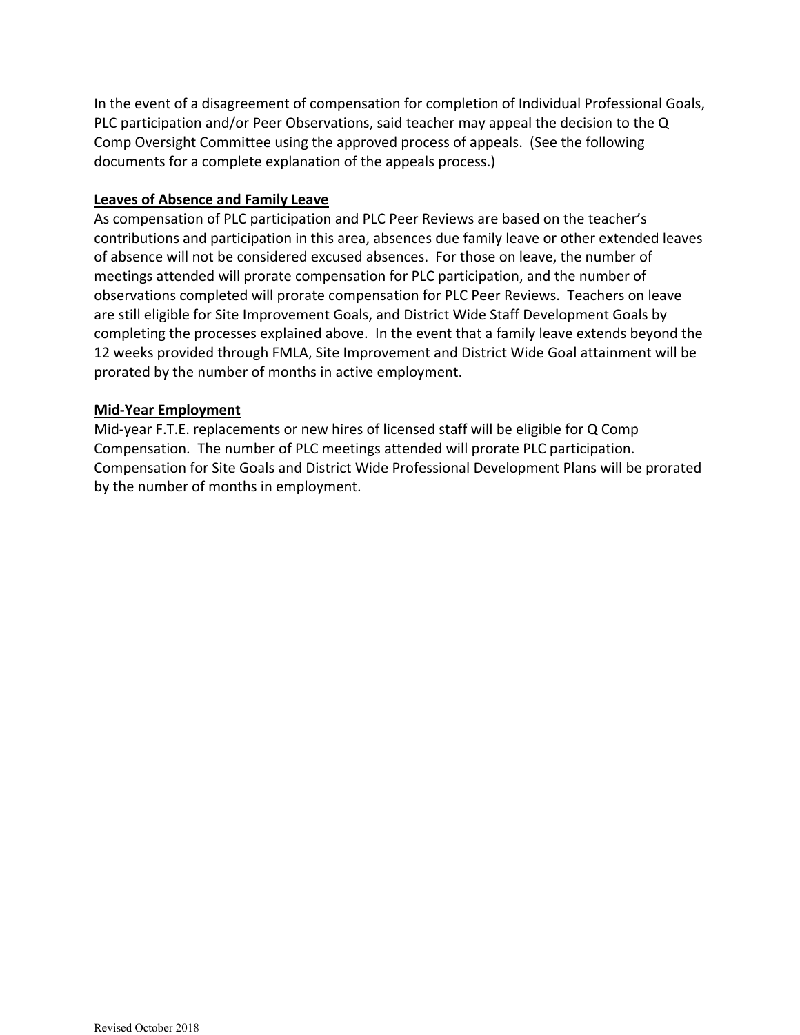In the event of a disagreement of compensation for completion of Individual Professional Goals, PLC participation and/or Peer Observations, said teacher may appeal the decision to the Q Comp Oversight Committee using the approved process of appeals. (See the following documents for a complete explanation of the appeals process.)

**Leaves of Absence and Family Leave**

As compensation of PLC participation and PLC Peer Reviews are based on the teacher's contributions and participation in this area, absences due family leave or other extended leaves of absence will not be considered excused absences. For those on leave, the number of meetings attended will prorate compensation for PLC participation, and the number of observations completed will prorate compensation for PLC Peer Reviews. Teachers on leave are still eligible for Site Improvement Goals, and District Wide Staff Development Goals by completing the processes explained above. In the event that a family leave extends beyond the 12 weeks provided through FMLA, Site Improvement and District Wide Goal attainment will be prorated by the number of months in active employment.

**Mid-Year Employment**

Mid-year F.T.E. replacements or new hires of licensed staff will be eligible for Q Comp Compensation. The number of PLC meetings attended will prorate PLC participation. Compensation for Site Goals and District Wide Professional Development Plans will be prorated by the number of months in employment.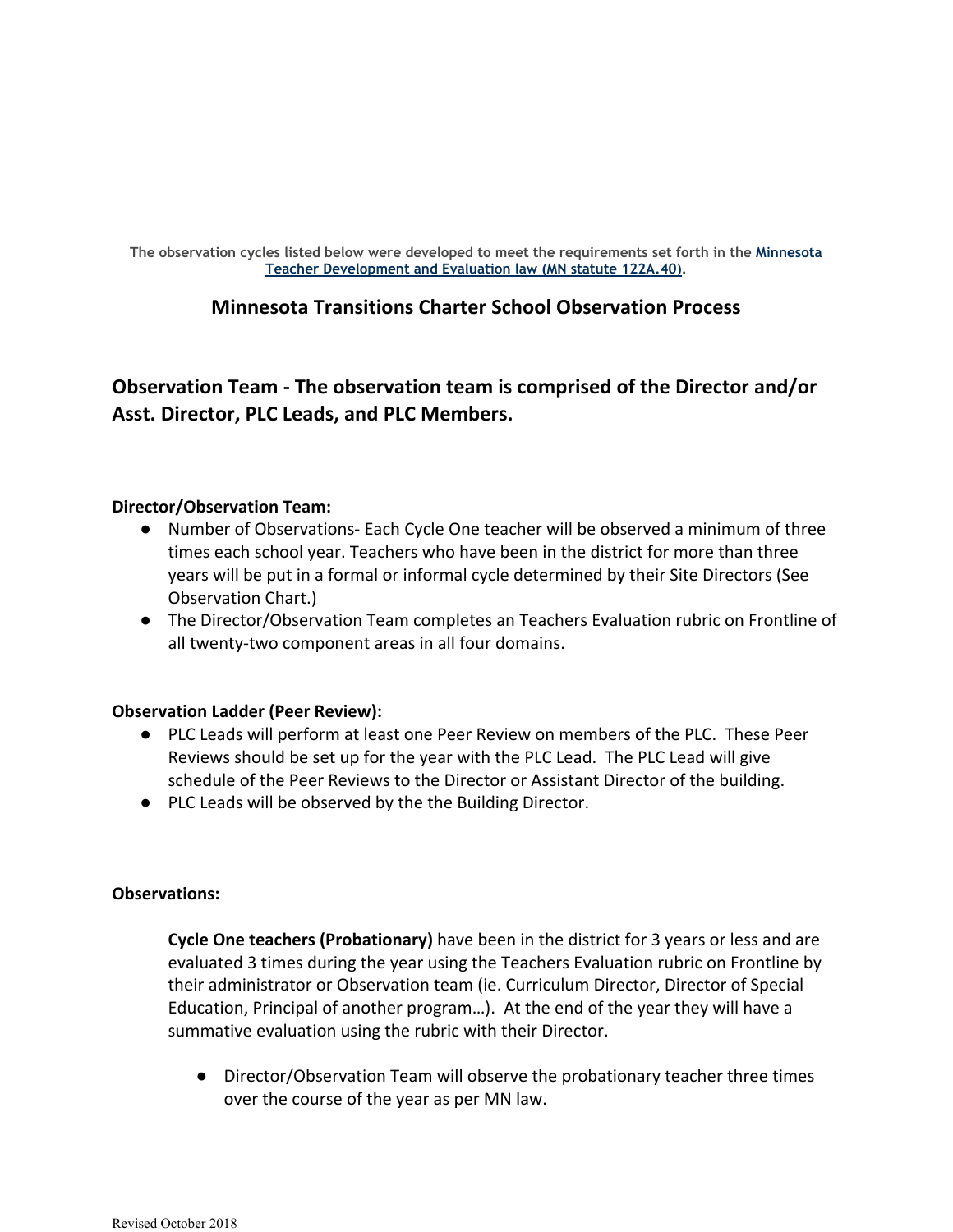The observation cycles listed below were developed to meet the requirements set forth in the **Minnesota Teacher Development and Evaluation law (MN statute 122A.40)**.

## Minnesota Transitions Charter School Observation Process

### Observation Team - The observation team is comprised of the Director and/or Asst. Director, PLC Leads, and PLC Members.

**Director/Observation Team:**

- Number of Observations- Each Cycle One teacher will be observed a minimum of three times each school year. Teachers who have been in the district for more than three years will be put in a formal or informal cycle determined by their Site Directors (See Observation Chart.)
- The Director/Observation Team completes an Teachers Evaluation rubric on Frontline of all twenty-two component areas in all four domains.

**Observation Ladder (Peer Review):**

- PLC Leads will perform at least one Peer Review on members of the PLC. These Peer Reviews should be set up for the year with the PLC Lead. The PLC Lead will give schedule of the Peer Reviews to the Director or Assistant Director of the building.
- PLC Leads will be observed by the the Building Director.

**Observations:**

**Cycle One teachers (Probationary)** have been in the district for 3 years or less and are evaluated 3 times during the year using the Teachers Evaluation rubric on Frontline by their administrator or Observation team (ie. Curriculum Director, Director of Special Education, Principal of another program…). At the end of the year they will have a summative evaluation using the rubric with their Director.

- Director/Observation Team will observe the probationary teacher three times over the course of the year as per MN law.

Revised October 2018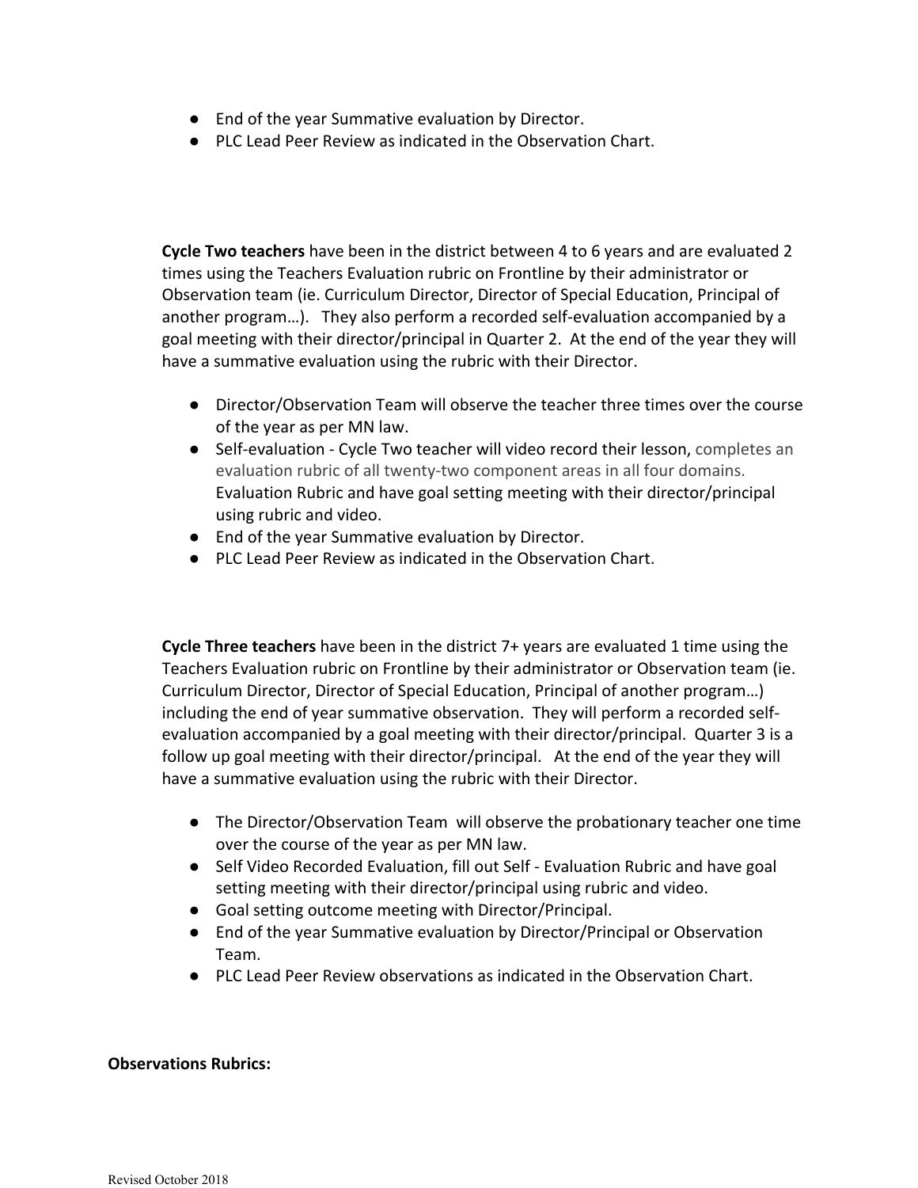- End of the year Summative evaluation by Director.
- PLC Lead Peer Review as indicated in the Observation Chart.

**Cycle Two teachers** have been in the district between 4 to 6 years and are evaluated 2 times using the Teachers Evaluation rubric on Frontline by their administrator or Observation team (ie. Curriculum Director, Director of Special Education, Principal of another program…). They also perform a recorded self-evaluation accompanied by a goal meeting with their director/principal in Quarter 2. At the end of the year they will have a summative evaluation using the rubric with their Director.

- Director/Observation Team will observe the teacher three times over the course of the year as per MN law.
- Self-evaluation - Cycle Two teacher will video record their lesson, completes an evaluation rubric of all twenty-two component areas in all four domains. Evaluation Rubric and have goal setting meeting with their director/principal using rubric and video.
- End of the year Summative evaluation by Director.
- PLC Lead Peer Review as indicated in the Observation Chart.

**Cycle Three teachers** have been in the district 7+ years are evaluated 1 time using the Teachers Evaluation rubric on Frontline by their administrator or Observation team (ie. Curriculum Director, Director of Special Education, Principal of another program…) including the end of year summative observation. They will perform a recorded self-evaluation accompanied by a goal meeting with their director/principal. Quarter 3 is a follow up goal meeting with their director/principal. At the end of the year they will have a summative evaluation using the rubric with their Director.

- The Director/Observation Team will observe the probationary teacher one time over the course of the year as per MN law.
- Self Video Recorded Evaluation, fill out Self - Evaluation Rubric and have goal setting meeting with their director/principal using rubric and video.
- Goal setting outcome meeting with Director/Principal.
- End of the year Summative evaluation by Director/Principal or Observation Team.
- PLC Lead Peer Review observations as indicated in the Observation Chart.

**Observations Rubrics:**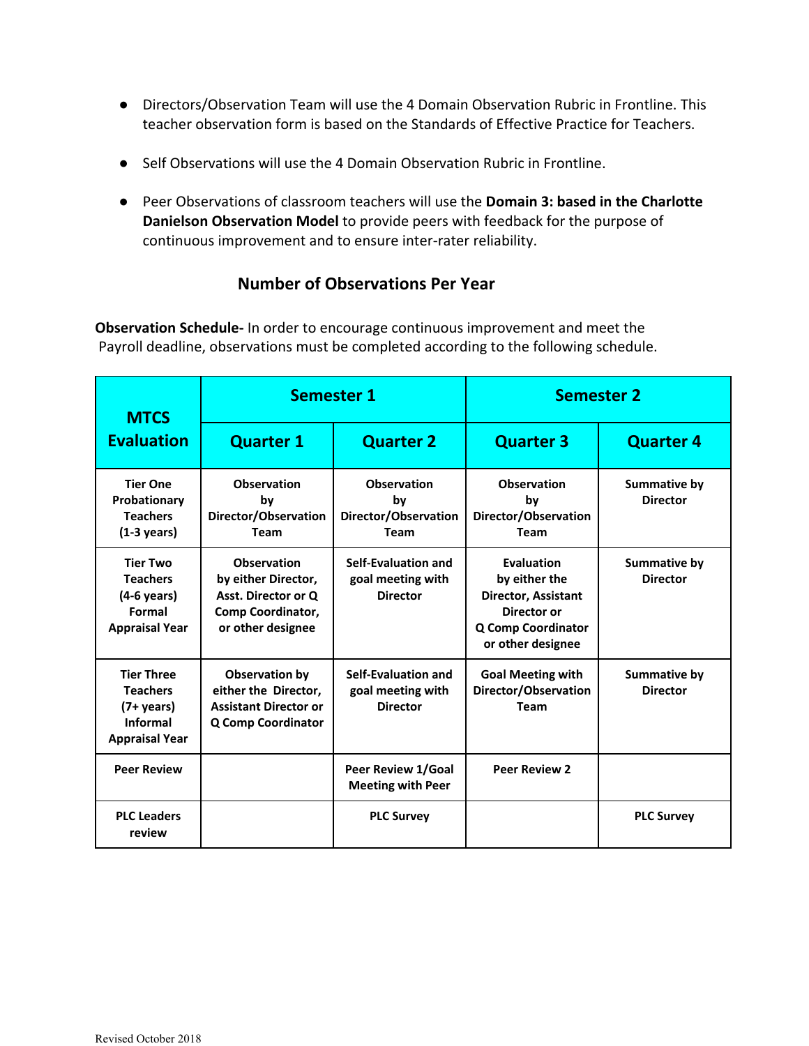- Directors/Observation Team will use the 4 Domain Observation Rubric in Frontline. This teacher observation form is based on the Standards of Effective Practice for Teachers.

- Self Observations will use the 4 Domain Observation Rubric in Frontline.

- Peer Observations of classroom teachers will use the **Domain 3: based in the Charlotte Danielson Observation Model** to provide peers with feedback for the purpose of continuous improvement and to ensure inter-rater reliability.

## Number of Observations Per Year

**Observation Schedule-** In order to encourage continuous improvement and meet the Payroll deadline, observations must be completed according to the following schedule.

| MTCS Evaluation | Semester 1 | | Semester 2 | |
|---|---|---|---|---|
| | Quarter 1 | Quarter 2 | Quarter 3 | Quarter 4 |
| Tier One Probationary Teachers (1-3 years) | Observation by Director/Observation Team | Observation by Director/Observation Team | Observation by Director/Observation Team | Summative by Director |
| Tier Two Teachers (4-6 years) Formal Appraisal Year | Observation by either Director, Asst. Director or Q Comp Coordinator, or other designee | Self-Evaluation and goal meeting with Director | Evaluation by either the Director, Assistant Director or Q Comp Coordinator or other designee | Summative by Director |
| Tier Three Teachers (7+ years) Informal Appraisal Year | Observation by either the Director, Assistant Director or Q Comp Coordinator | Self-Evaluation and goal meeting with Director | Goal Meeting with Director/Observation Team | Summative by Director |
| Peer Review | | Peer Review 1/Goal Meeting with Peer | Peer Review 2 | |
| PLC Leaders review | | PLC Survey | | PLC Survey |

Revised October 2018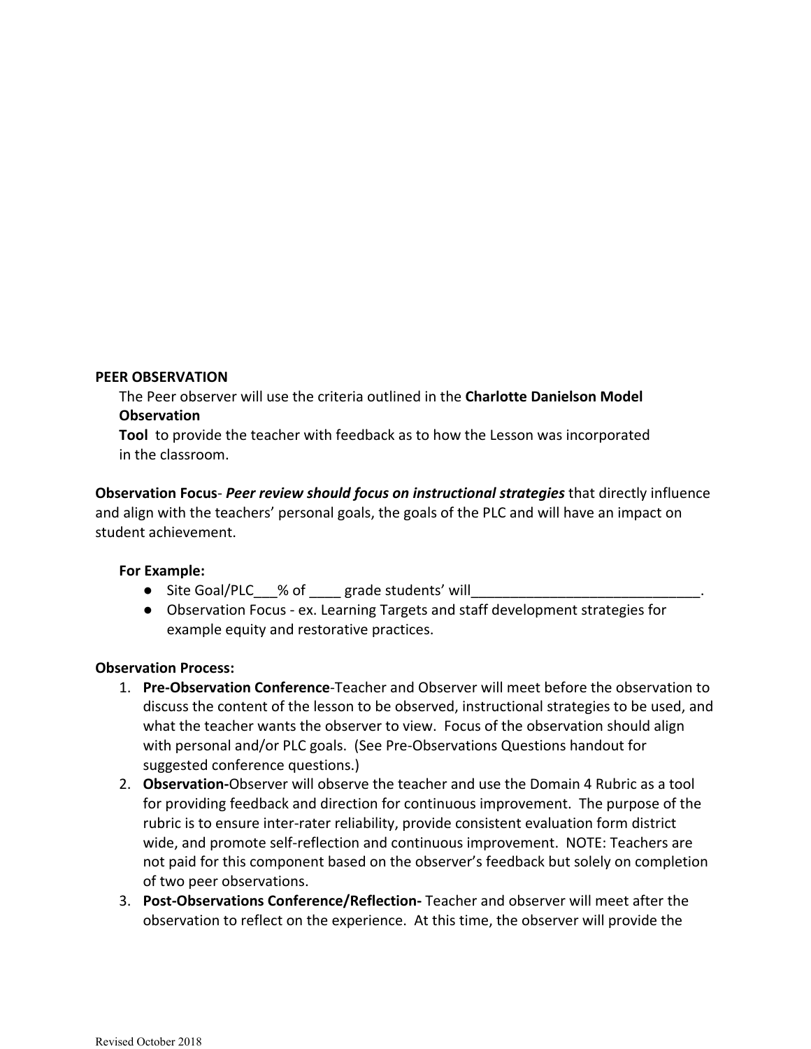**PEER OBSERVATION**

The Peer observer will use the criteria outlined in the **Charlotte Danielson Model Observation Tool** to provide the teacher with feedback as to how the Lesson was incorporated in the classroom.

**Observation Focus**- ***Peer review should focus on instructional strategies*** that directly influence and align with the teachers' personal goals, the goals of the PLC and will have an impact on student achievement.

**For Example:**

- Site Goal/PLC___% of ____ grade students' will_____________________________.
- Observation Focus - ex. Learning Targets and staff development strategies for example equity and restorative practices.

**Observation Process:**

1. **Pre-Observation Conference**-Teacher and Observer will meet before the observation to discuss the content of the lesson to be observed, instructional strategies to be used, and what the teacher wants the observer to view. Focus of the observation should align with personal and/or PLC goals. (See Pre-Observations Questions handout for suggested conference questions.)
2. **Observation-**Observer will observe the teacher and use the Domain 4 Rubric as a tool for providing feedback and direction for continuous improvement. The purpose of the rubric is to ensure inter-rater reliability, provide consistent evaluation form district wide, and promote self-reflection and continuous improvement. NOTE: Teachers are not paid for this component based on the observer's feedback but solely on completion of two peer observations.
3. **Post-Observations Conference/Reflection-** Teacher and observer will meet after the observation to reflect on the experience. At this time, the observer will provide the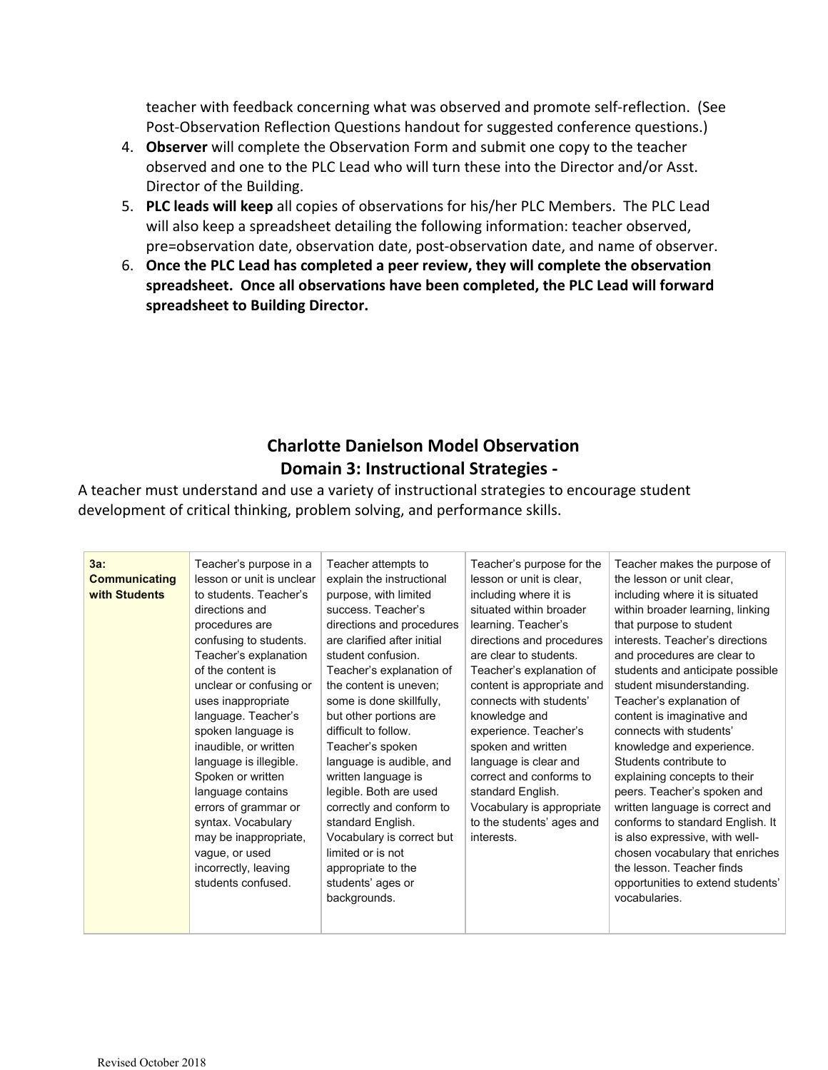teacher with feedback concerning what was observed and promote self-reflection. (See Post-Observation Reflection Questions handout for suggested conference questions.)

4. **Observer** will complete the Observation Form and submit one copy to the teacher observed and one to the PLC Lead who will turn these into the Director and/or Asst. Director of the Building.
5. **PLC leads will keep** all copies of observations for his/her PLC Members. The PLC Lead will also keep a spreadsheet detailing the following information: teacher observed, pre=observation date, observation date, post-observation date, and name of observer.
6. **Once the PLC Lead has completed a peer review, they will complete the observation spreadsheet. Once all observations have been completed, the PLC Lead will forward spreadsheet to Building Director.**

## Charlotte Danielson Model Observation
## Domain 3: Instructional Strategies -

A teacher must understand and use a variety of instructional strategies to encourage student development of critical thinking, problem solving, and performance skills.

| | | | | |
|---|---|---|---|---|
| **3a: Communicating with Students** | Teacher's purpose in a lesson or unit is unclear to students. Teacher's directions and procedures are confusing to students. Teacher's explanation of the content is unclear or confusing or uses inappropriate language. Teacher's spoken language is inaudible, or written language is illegible. Spoken or written language contains errors of grammar or syntax. Vocabulary may be inappropriate, vague, or used incorrectly, leaving students confused. | Teacher attempts to explain the instructional purpose, with limited success. Teacher's directions and procedures are clarified after initial student confusion. Teacher's explanation of the content is uneven; some is done skillfully, but other portions are difficult to follow. Teacher's spoken language is audible, and written language is legible. Both are used correctly and conform to standard English. Vocabulary is correct but limited or is not appropriate to the students' ages or backgrounds. | Teacher's purpose for the lesson or unit is clear, including where it is situated within broader learning. Teacher's directions and procedures are clear to students. Teacher's explanation of content is appropriate and connects with students' knowledge and experience. Teacher's spoken and written language is clear and correct and conforms to standard English. Vocabulary is appropriate to the students' ages and interests. | Teacher makes the purpose of the lesson or unit clear, including where it is situated within broader learning, linking that purpose to student interests. Teacher's directions and procedures are clear to students and anticipate possible student misunderstanding. Teacher's explanation of content is imaginative and connects with students' knowledge and experience. Students contribute to explaining concepts to their peers. Teacher's spoken and written language is correct and conforms to standard English. It is also expressive, with well-chosen vocabulary that enriches the lesson. Teacher finds opportunities to extend students' vocabularies. |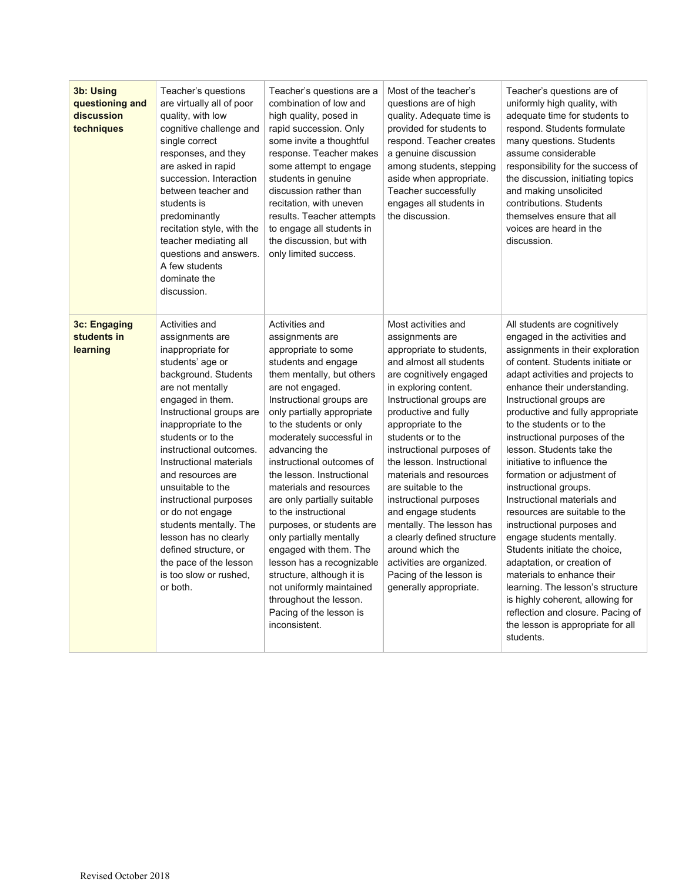| | | | | |
|---|---|---|---|---|
| **3b: Using questioning and discussion techniques** | Teacher's questions are virtually all of poor quality, with low cognitive challenge and single correct responses, and they are asked in rapid succession. Interaction between teacher and students is predominantly recitation style, with the teacher mediating all questions and answers. A few students dominate the discussion. | Teacher's questions are a combination of low and high quality, posed in rapid succession. Only some invite a thoughtful response. Teacher makes some attempt to engage students in genuine discussion rather than recitation, with uneven results. Teacher attempts to engage all students in the discussion, but with only limited success. | Most of the teacher's questions are of high quality. Adequate time is provided for students to respond. Teacher creates a genuine discussion among students, stepping aside when appropriate. Teacher successfully engages all students in the discussion. | Teacher's questions are of uniformly high quality, with adequate time for students to respond. Students formulate many questions. Students assume considerable responsibility for the success of the discussion, initiating topics and making unsolicited contributions. Students themselves ensure that all voices are heard in the discussion. |
| **3c: Engaging students in learning** | Activities and assignments are inappropriate for students' age or background. Students are not mentally engaged in them. Instructional groups are inappropriate to the students or to the instructional outcomes. Instructional materials and resources are unsuitable to the instructional purposes or do not engage students mentally. The lesson has no clearly defined structure, or the pace of the lesson is too slow or rushed, or both. | Activities and assignments are appropriate to some students and engage them mentally, but others are not engaged. Instructional groups are only partially appropriate to the students or only moderately successful in advancing the instructional outcomes of the lesson. Instructional materials and resources are only partially suitable to the instructional purposes, or students are only partially mentally engaged with them. The lesson has a recognizable structure, although it is not uniformly maintained throughout the lesson. Pacing of the lesson is inconsistent. | Most activities and assignments are appropriate to students, and almost all students are cognitively engaged in exploring content. Instructional groups are productive and fully appropriate to the students or to the instructional purposes of the lesson. Instructional materials and resources are suitable to the instructional purposes and engage students mentally. The lesson has a clearly defined structure around which the activities are organized. Pacing of the lesson is generally appropriate. | All students are cognitively engaged in the activities and assignments in their exploration of content. Students initiate or adapt activities and projects to enhance their understanding. Instructional groups are productive and fully appropriate to the students or to the instructional purposes of the lesson. Students take the initiative to influence the formation or adjustment of instructional groups. Instructional materials and resources are suitable to the instructional purposes and engage students mentally. Students initiate the choice, adaptation, or creation of materials to enhance their learning. The lesson's structure is highly coherent, allowing for reflection and closure. Pacing of the lesson is appropriate for all students. |

Revised October 2018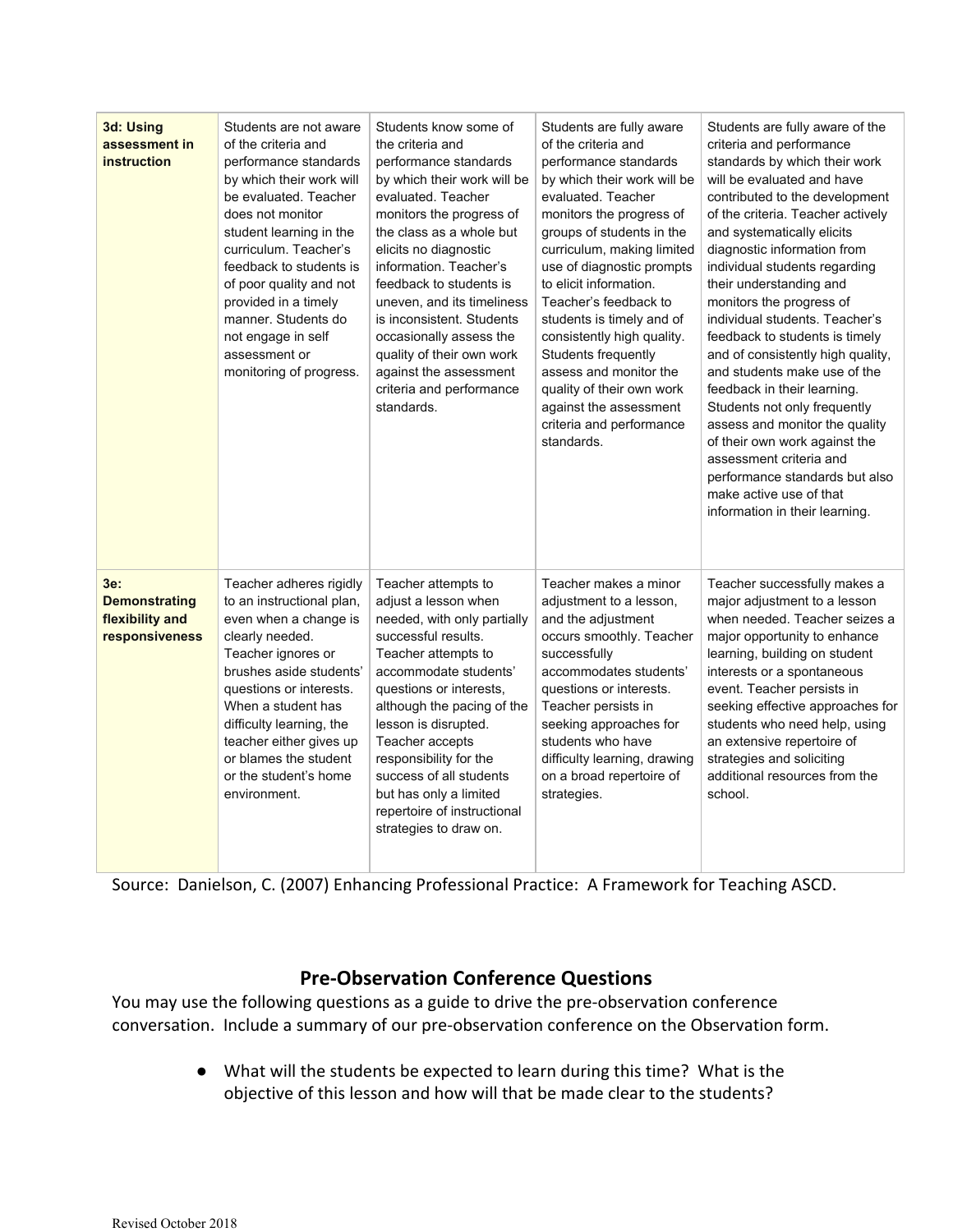| | | | | |
|---|---|---|---|---|
| **3d: Using assessment in instruction** | Students are not aware of the criteria and performance standards by which their work will be evaluated. Teacher does not monitor student learning in the curriculum. Teacher's feedback to students is of poor quality and not provided in a timely manner. Students do not engage in self assessment or monitoring of progress. | Students know some of the criteria and performance standards by which their work will be evaluated. Teacher monitors the progress of the class as a whole but elicits no diagnostic information. Teacher's feedback to students is uneven, and its timeliness is inconsistent. Students occasionally assess the quality of their own work against the assessment criteria and performance standards. | Students are fully aware of the criteria and performance standards by which their work will be evaluated. Teacher monitors the progress of groups of students in the curriculum, making limited use of diagnostic prompts to elicit information. Teacher's feedback to students is timely and of consistently high quality. Students frequently assess and monitor the quality of their own work against the assessment criteria and performance standards. | Students are fully aware of the criteria and performance standards by which their work will be evaluated and have contributed to the development of the criteria. Teacher actively and systematically elicits diagnostic information from individual students regarding their understanding and monitors the progress of individual students. Teacher's feedback to students is timely and of consistently high quality, and students make use of the feedback in their learning. Students not only frequently assess and monitor the quality of their own work against the assessment criteria and performance standards but also make active use of that information in their learning. |
| **3e: Demonstrating flexibility and responsiveness** | Teacher adheres rigidly to an instructional plan, even when a change is clearly needed. Teacher ignores or brushes aside students' questions or interests. When a student has difficulty learning, the teacher either gives up or blames the student or the student's home environment. | Teacher attempts to adjust a lesson when needed, with only partially successful results. Teacher attempts to accommodate students' questions or interests, although the pacing of the lesson is disrupted. Teacher accepts responsibility for the success of all students but has only a limited repertoire of instructional strategies to draw on. | Teacher makes a minor adjustment to a lesson, and the adjustment occurs smoothly. Teacher successfully accommodates students' questions or interests. Teacher persists in seeking approaches for students who have difficulty learning, drawing on a broad repertoire of strategies. | Teacher successfully makes a major adjustment to a lesson when needed. Teacher seizes a major opportunity to enhance learning, building on student interests or a spontaneous event. Teacher persists in seeking effective approaches for students who need help, using an extensive repertoire of strategies and soliciting additional resources from the school. |

Source: Danielson, C. (2007) Enhancing Professional Practice: A Framework for Teaching ASCD.

## Pre-Observation Conference Questions

You may use the following questions as a guide to drive the pre-observation conference conversation. Include a summary of our pre-observation conference on the Observation form.

- What will the students be expected to learn during this time? What is the objective of this lesson and how will that be made clear to the students?

Revised October 2018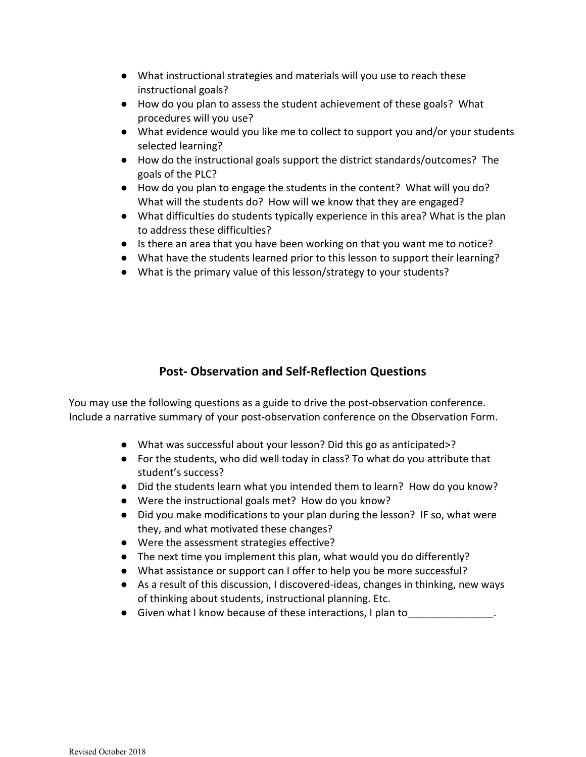- What instructional strategies and materials will you use to reach these instructional goals?
- How do you plan to assess the student achievement of these goals? What procedures will you use?
- What evidence would you like me to collect to support you and/or your students selected learning?
- How do the instructional goals support the district standards/outcomes? The goals of the PLC?
- How do you plan to engage the students in the content? What will you do? What will the students do? How will we know that they are engaged?
- What difficulties do students typically experience in this area? What is the plan to address these difficulties?
- Is there an area that you have been working on that you want me to notice?
- What have the students learned prior to this lesson to support their learning?
- What is the primary value of this lesson/strategy to your students?

## Post- Observation and Self-Reflection Questions

You may use the following questions as a guide to drive the post-observation conference. Include a narrative summary of your post-observation conference on the Observation Form.

- What was successful about your lesson? Did this go as anticipated>?
- For the students, who did well today in class? To what do you attribute that student's success?
- Did the students learn what you intended them to learn? How do you know?
- Were the instructional goals met? How do you know?
- Did you make modifications to your plan during the lesson? IF so, what were they, and what motivated these changes?
- Were the assessment strategies effective?
- The next time you implement this plan, what would you do differently?
- What assistance or support can I offer to help you be more successful?
- As a result of this discussion, I discovered-ideas, changes in thinking, new ways of thinking about students, instructional planning. Etc.
- Given what I know because of these interactions, I plan to_______________.

Revised October 2018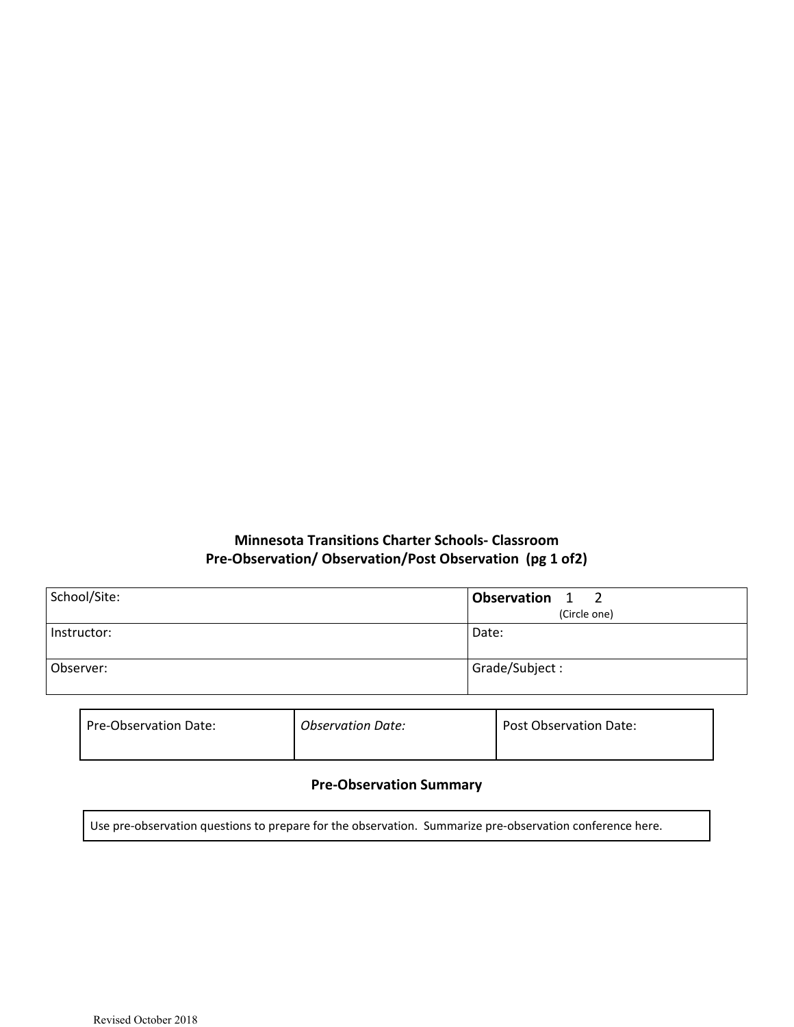**Minnesota Transitions Charter Schools- Classroom**
**Pre-Observation/ Observation/Post Observation (pg 1 of2)**

| School/Site: | **Observation** 1 2 (Circle one) |
|---|---|
| Instructor: | Date: |
| Observer: | Grade/Subject : |

| Pre-Observation Date: | *Observation Date:* | Post Observation Date: |
|---|---|---|

**Pre-Observation Summary**

| Use pre-observation questions to prepare for the observation. Summarize pre-observation conference here. |
|---|

Revised October 2018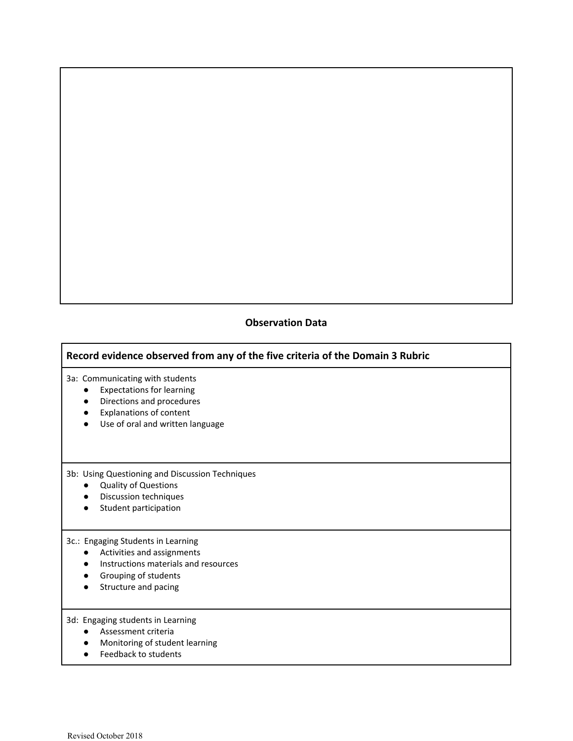## Observation Data

| Record evidence observed from any of the five criteria of the Domain 3 Rubric |
|---|
| 3a: Communicating with students<br>● Expectations for learning<br>● Directions and procedures<br>● Explanations of content<br>● Use of oral and written language |
| 3b: Using Questioning and Discussion Techniques<br>● Quality of Questions<br>● Discussion techniques<br>● Student participation |
| 3c.: Engaging Students in Learning<br>● Activities and assignments<br>● Instructions materials and resources<br>● Grouping of students<br>● Structure and pacing |
| 3d: Engaging students in Learning<br>● Assessment criteria<br>● Monitoring of student learning<br>● Feedback to students |

Revised October 2018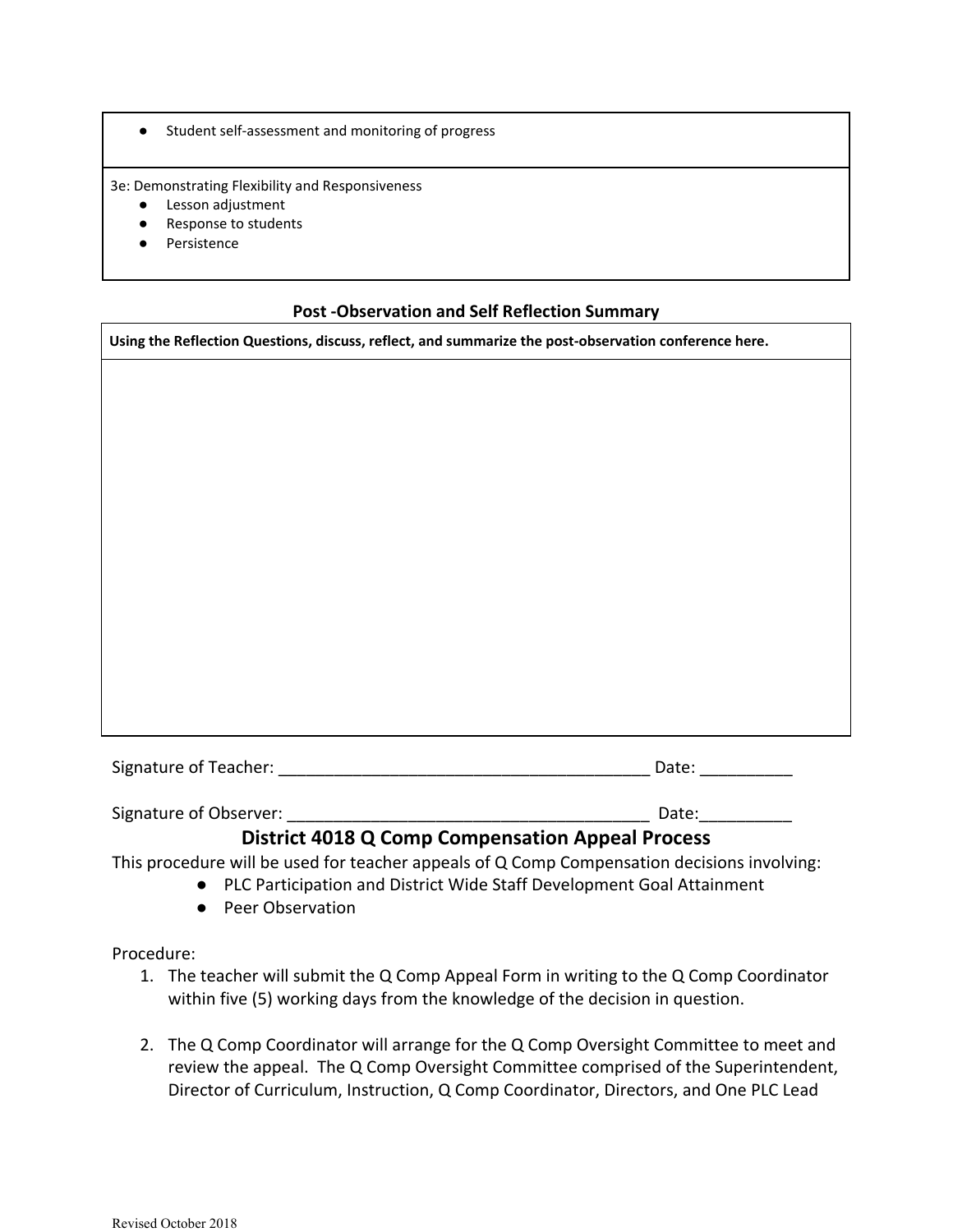| |
|---|
| ● Student self-assessment and monitoring of progress |
| 3e: Demonstrating Flexibility and Responsiveness<br>● Lesson adjustment<br>● Response to students<br>● Persistence |

**Post -Observation and Self Reflection Summary**

| **Using the Reflection Questions, discuss, reflect, and summarize the post-observation conference here.** |
|---|
| |

Signature of Teacher: ________________________________________ Date: __________

Signature of Observer: _______________________________________ Date:__________

## District 4018 Q Comp Compensation Appeal Process

This procedure will be used for teacher appeals of Q Comp Compensation decisions involving:

- PLC Participation and District Wide Staff Development Goal Attainment
- Peer Observation

Procedure:

1. The teacher will submit the Q Comp Appeal Form in writing to the Q Comp Coordinator within five (5) working days from the knowledge of the decision in question.

2. The Q Comp Coordinator will arrange for the Q Comp Oversight Committee to meet and review the appeal. The Q Comp Oversight Committee comprised of the Superintendent, Director of Curriculum, Instruction, Q Comp Coordinator, Directors, and One PLC Lead

Revised October 2018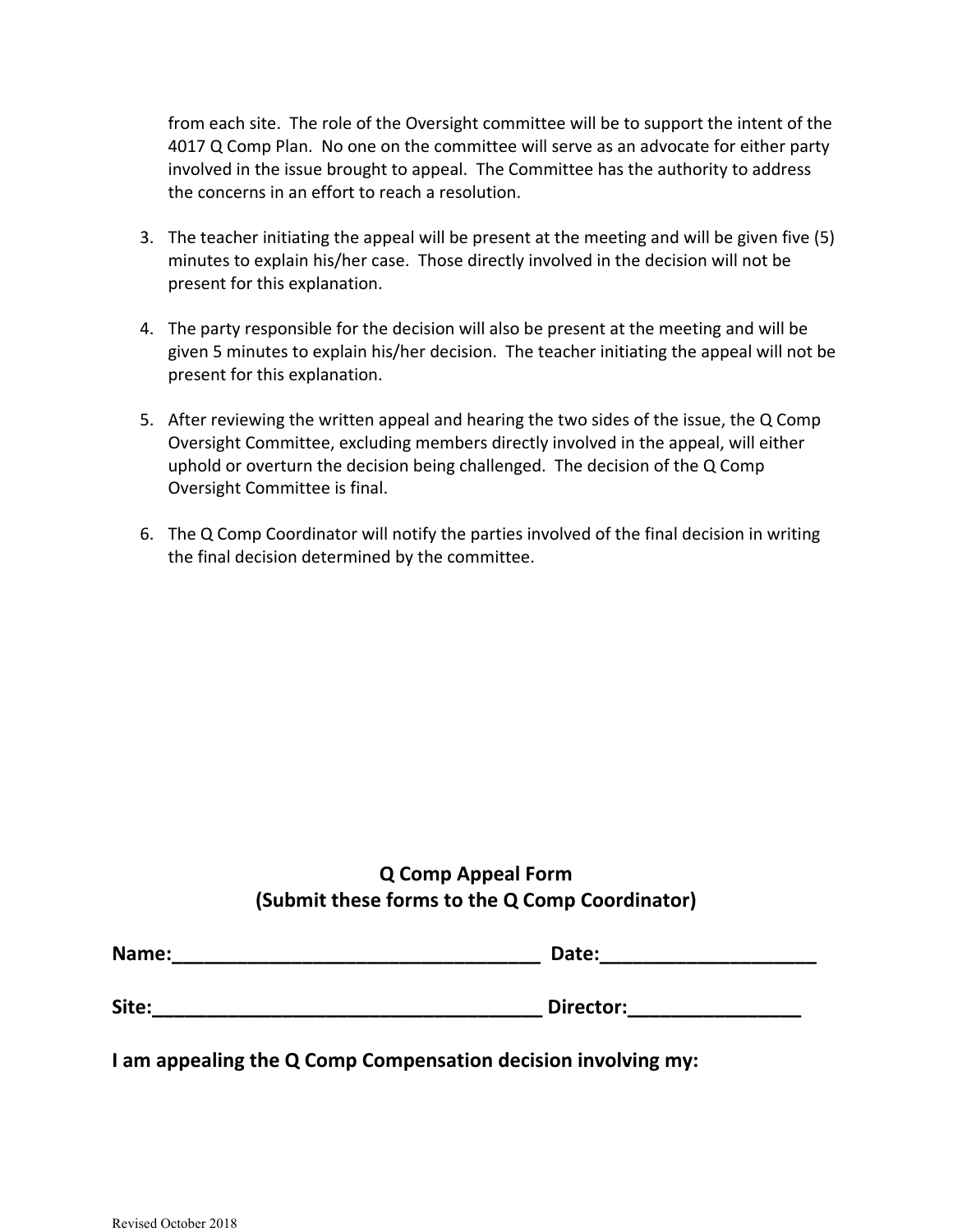from each site. The role of the Oversight committee will be to support the intent of the 4017 Q Comp Plan. No one on the committee will serve as an advocate for either party involved in the issue brought to appeal. The Committee has the authority to address the concerns in an effort to reach a resolution.

3. The teacher initiating the appeal will be present at the meeting and will be given five (5) minutes to explain his/her case. Those directly involved in the decision will not be present for this explanation.

4. The party responsible for the decision will also be present at the meeting and will be given 5 minutes to explain his/her decision. The teacher initiating the appeal will not be present for this explanation.

5. After reviewing the written appeal and hearing the two sides of the issue, the Q Comp Oversight Committee, excluding members directly involved in the appeal, will either uphold or overturn the decision being challenged. The decision of the Q Comp Oversight Committee is final.

6. The Q Comp Coordinator will notify the parties involved of the final decision in writing the final decision determined by the committee.

## Q Comp Appeal Form
## (Submit these forms to the Q Comp Coordinator)

**Name:___________________________________ Date:____________________**

**Site:_____________________________________ Director:________________**

**I am appealing the Q Comp Compensation decision involving my:**

Revised October 2018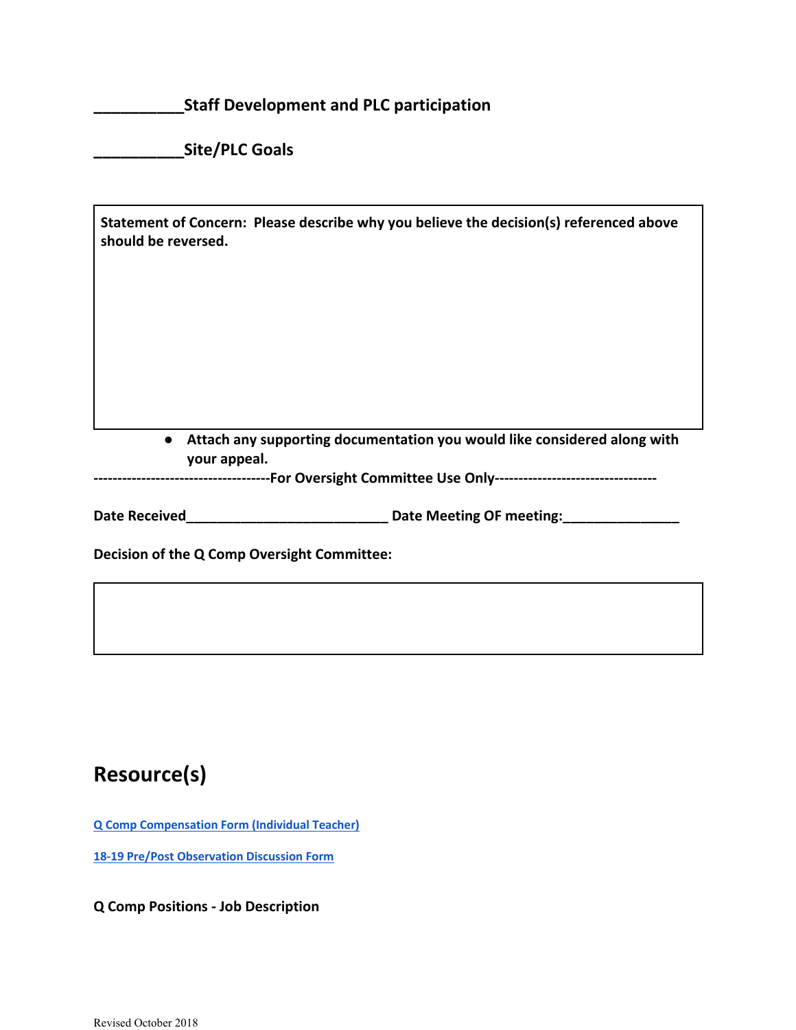**__________Staff Development and PLC participation**

**__________Site/PLC Goals**

| **Statement of Concern: Please describe why you believe the decision(s) referenced above should be reversed.** |
|---|
| |

- **Attach any supporting documentation you would like considered along with your appeal.**

**-------------------------------------For Oversight Committee Use Only---------------------------------**

**Date Received___________________________ Date Meeting OF meeting:_______________**

**Decision of the Q Comp Oversight Committee:**

| |
|---|
| |

## Resource(s)

**Q Comp Compensation Form (Individual Teacher)**

**18-19 Pre/Post Observation Discussion Form**

**Q Comp Positions - Job Description**

Revised October 2018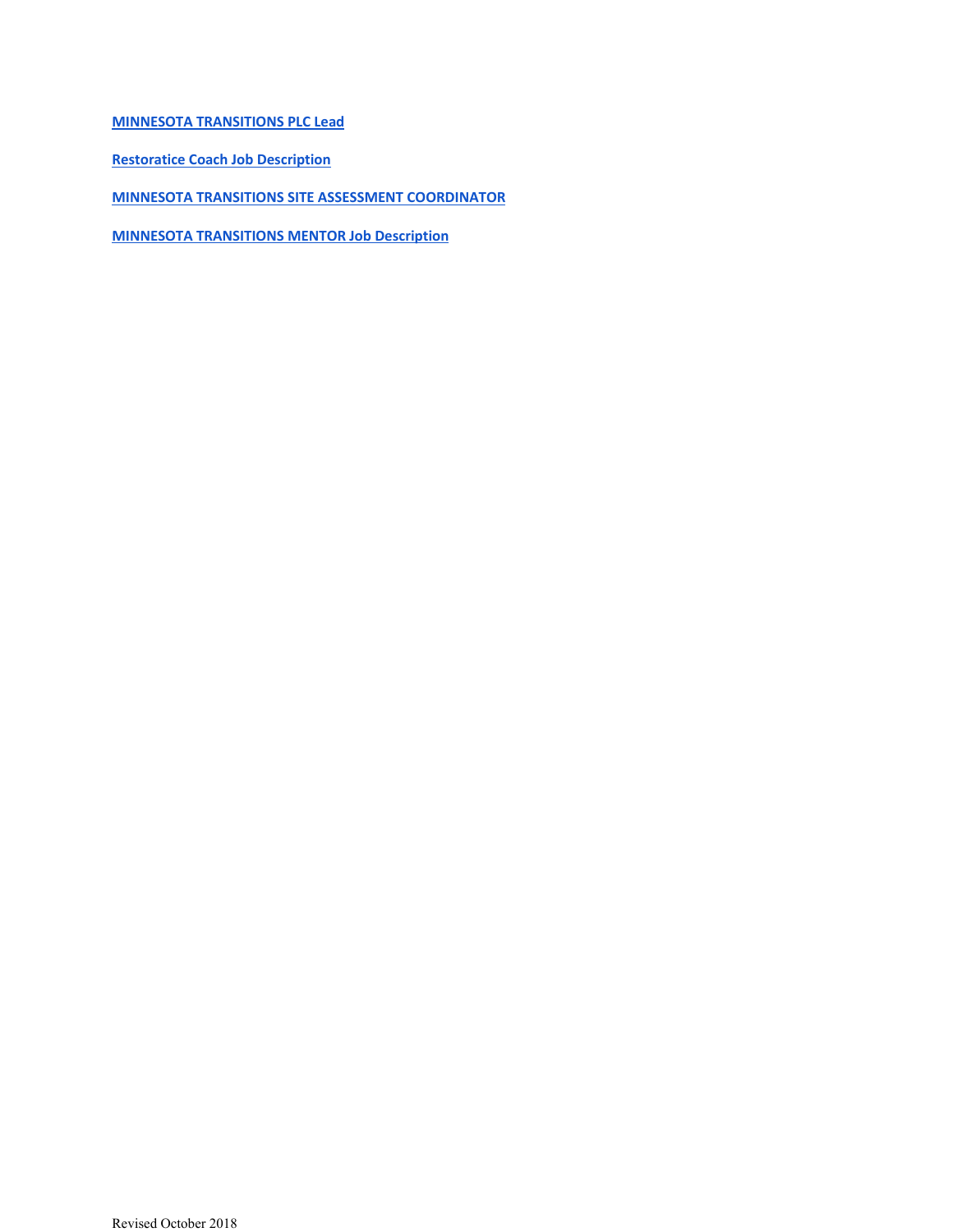**MINNESOTA TRANSITIONS PLC Lead**

**Restoratice Coach Job Description**

**MINNESOTA TRANSITIONS SITE ASSESSMENT COORDINATOR**

**MINNESOTA TRANSITIONS MENTOR Job Description**

Revised October 2018